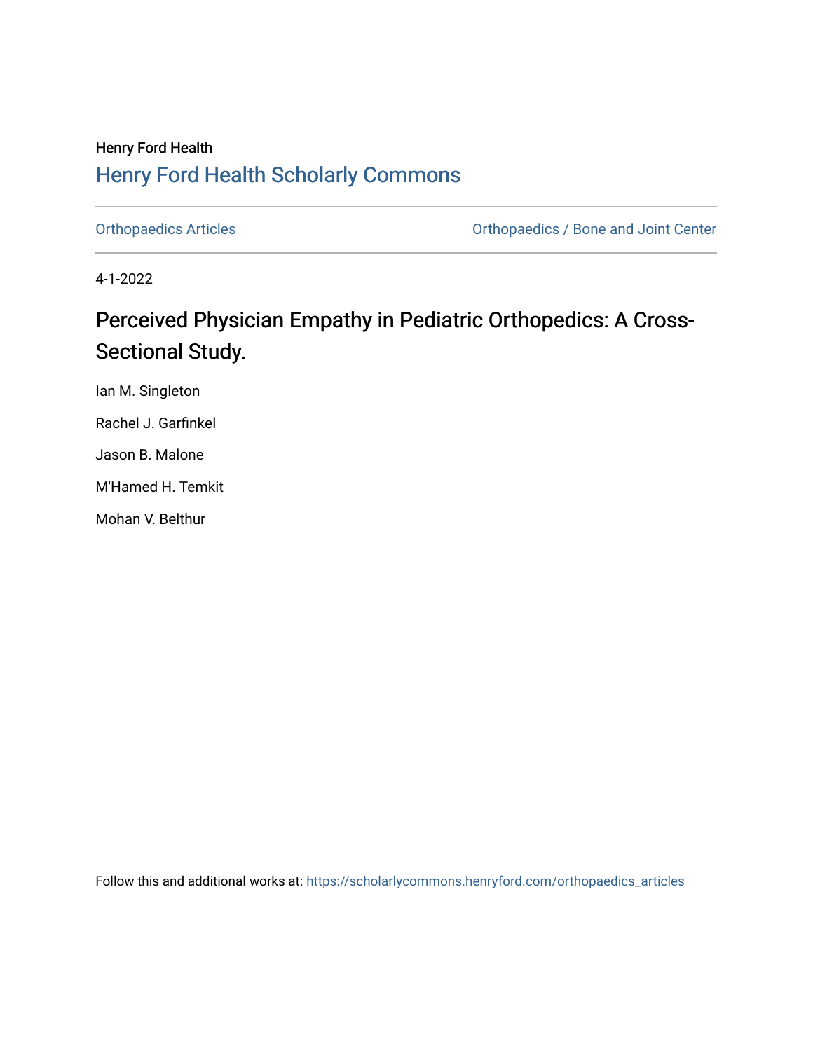Henry Ford Health

# Henry Ford Health Scholarly Commons

Orthopaedics Articles | Orthopaedics / Bone and Joint Center

4-1-2022

## Perceived Physician Empathy in Pediatric Orthopedics: A Cross-Sectional Study.

Ian M. Singleton

Rachel J. Garfinkel

Jason B. Malone

M'Hamed H. Temkit

Mohan V. Belthur

Follow this and additional works at: https://scholarlycommons.henryford.com/orthopaedics_articles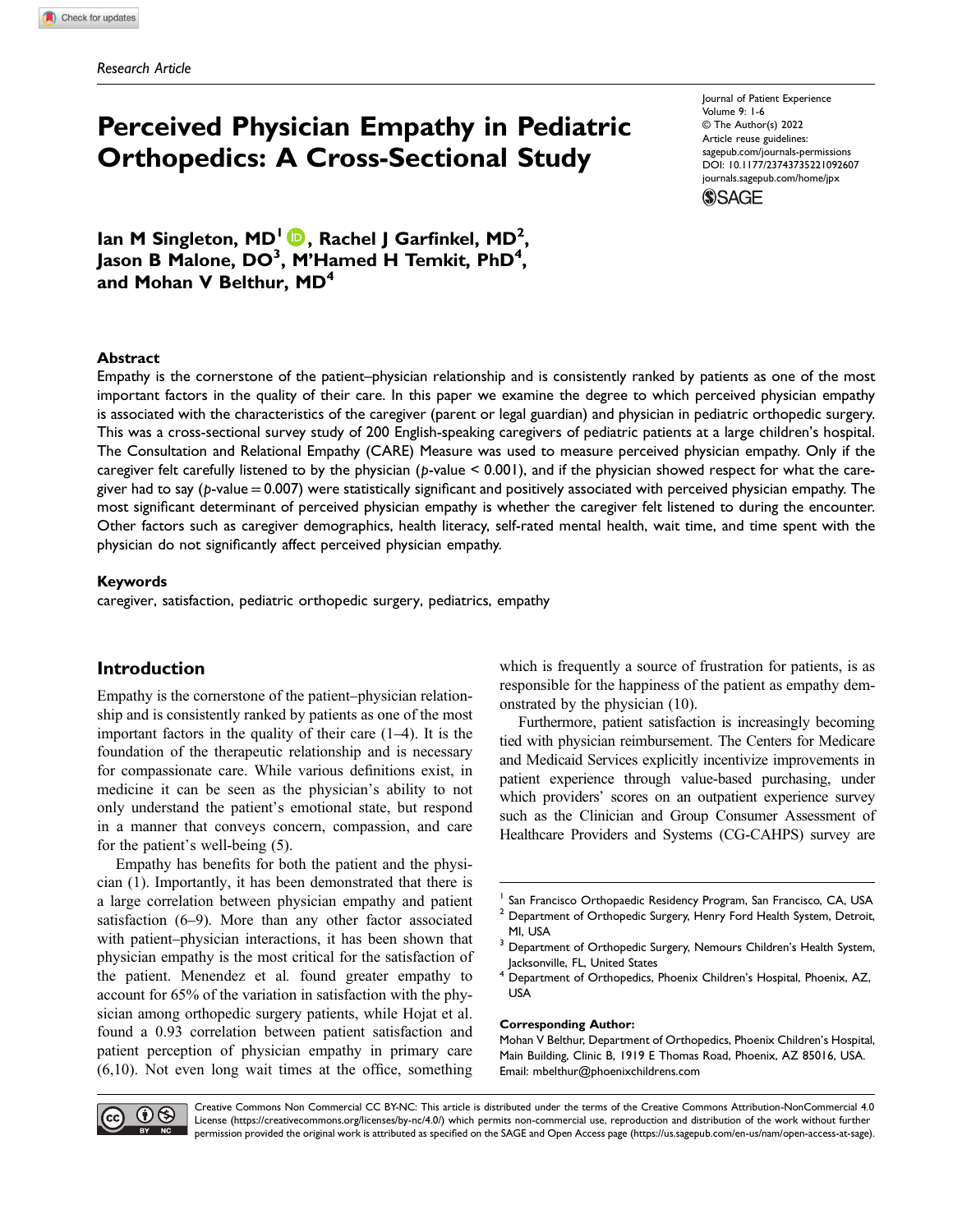Research Article

# Perceived Physician Empathy in Pediatric Orthopedics: A Cross-Sectional Study

Journal of Patient Experience
Volume 9: 1-6
© The Author(s) 2022
Article reuse guidelines:
sagepub.com/journals-permissions
DOI: 10.1177/23743735221092607
journals.sagepub.com/home/jpx

**Ian M Singleton, MD[1], Rachel J Garfinkel, MD[2], Jason B Malone, DO[3], M'Hamed H Temkit, PhD[4], and Mohan V Belthur, MD[4]**

## Abstract

Empathy is the cornerstone of the patient–physician relationship and is consistently ranked by patients as one of the most important factors in the quality of their care. In this paper we examine the degree to which perceived physician empathy is associated with the characteristics of the caregiver (parent or legal guardian) and physician in pediatric orthopedic surgery. This was a cross-sectional survey study of 200 English-speaking caregivers of pediatric patients at a large children's hospital. The Consultation and Relational Empathy (CARE) Measure was used to measure perceived physician empathy. Only if the caregiver felt carefully listened to by the physician ($p$-value $< 0.001$), and if the physician showed respect for what the caregiver had to say ($p$-value $= 0.007$) were statistically significant and positively associated with perceived physician empathy. The most significant determinant of perceived physician empathy is whether the caregiver felt listened to during the encounter. Other factors such as caregiver demographics, health literacy, self-rated mental health, wait time, and time spent with the physician do not significantly affect perceived physician empathy.

### Keywords

caregiver, satisfaction, pediatric orthopedic surgery, pediatrics, empathy

## Introduction

Empathy is the cornerstone of the patient–physician relationship and is consistently ranked by patients as one of the most important factors in the quality of their care (1–4). It is the foundation of the therapeutic relationship and is necessary for compassionate care. While various definitions exist, in medicine it can be seen as the physician's ability to not only understand the patient's emotional state, but respond in a manner that conveys concern, compassion, and care for the patient's well-being (5).

Empathy has benefits for both the patient and the physician (1). Importantly, it has been demonstrated that there is a large correlation between physician empathy and patient satisfaction (6–9). More than any other factor associated with patient–physician interactions, it has been shown that physician empathy is the most critical for the satisfaction of the patient. Menendez et al. found greater empathy to account for 65% of the variation in satisfaction with the physician among orthopedic surgery patients, while Hojat et al. found a 0.93 correlation between patient satisfaction and patient perception of physician empathy in primary care (6,10). Not even long wait times at the office, something which is frequently a source of frustration for patients, is as responsible for the happiness of the patient as empathy demonstrated by the physician (10).

Furthermore, patient satisfaction is increasingly becoming tied with physician reimbursement. The Centers for Medicare and Medicaid Services explicitly incentivize improvements in patient experience through value-based purchasing, under which providers' scores on an outpatient experience survey such as the Clinician and Group Consumer Assessment of Healthcare Providers and Systems (CG-CAHPS) survey are

---

[1] San Francisco Orthopaedic Residency Program, San Francisco, CA, USA
[2] Department of Orthopedic Surgery, Henry Ford Health System, Detroit, MI, USA
[3] Department of Orthopedic Surgery, Nemours Children's Health System, Jacksonville, FL, United States
[4] Department of Orthopedics, Phoenix Children's Hospital, Phoenix, AZ, USA

**Corresponding Author:**
Mohan V Belthur, Department of Orthopedics, Phoenix Children's Hospital, Main Building, Clinic B, 1919 E Thomas Road, Phoenix, AZ 85016, USA.
Email: mbelthur@phoenixchildrens.com

Creative Commons Non Commercial CC BY-NC: This article is distributed under the terms of the Creative Commons Attribution-NonCommercial 4.0 License (https://creativecommons.org/licenses/by-nc/4.0/) which permits non-commercial use, reproduction and distribution of the work without further permission provided the original work is attributed as specified on the SAGE and Open Access page (https://us.sagepub.com/en-us/nam/open-access-at-sage).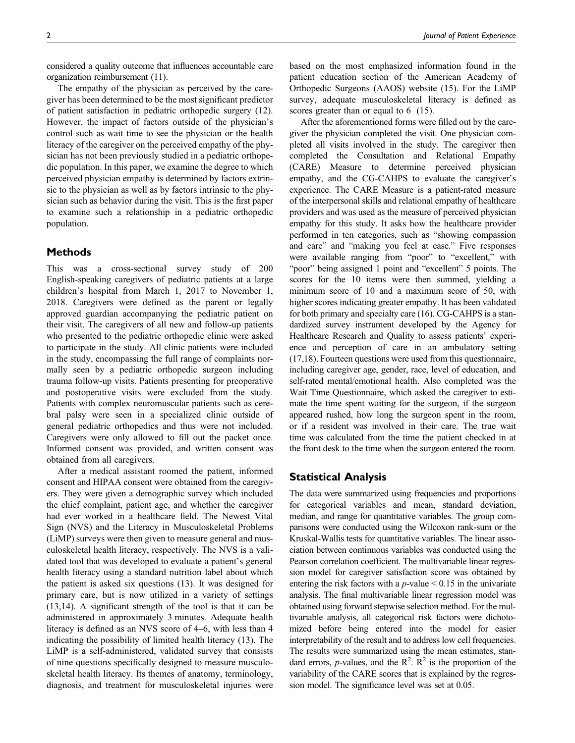considered a quality outcome that influences accountable care organization reimbursement (11).

The empathy of the physician as perceived by the caregiver has been determined to be the most significant predictor of patient satisfaction in pediatric orthopedic surgery (12). However, the impact of factors outside of the physician's control such as wait time to see the physician or the health literacy of the caregiver on the perceived empathy of the physician has not been previously studied in a pediatric orthopedic population. In this paper, we examine the degree to which perceived physician empathy is determined by factors extrinsic to the physician as well as by factors intrinsic to the physician such as behavior during the visit. This is the first paper to examine such a relationship in a pediatric orthopedic population.

## Methods

This was a cross-sectional survey study of 200 English-speaking caregivers of pediatric patients at a large children's hospital from March 1, 2017 to November 1, 2018. Caregivers were defined as the parent or legally approved guardian accompanying the pediatric patient on their visit. The caregivers of all new and follow-up patients who presented to the pediatric orthopedic clinic were asked to participate in the study. All clinic patients were included in the study, encompassing the full range of complaints normally seen by a pediatric orthopedic surgeon including trauma follow-up visits. Patients presenting for preoperative and postoperative visits were excluded from the study. Patients with complex neuromuscular patients such as cerebral palsy were seen in a specialized clinic outside of general pediatric orthopedics and thus were not included. Caregivers were only allowed to fill out the packet once. Informed consent was provided, and written consent was obtained from all caregivers.

After a medical assistant roomed the patient, informed consent and HIPAA consent were obtained from the caregivers. They were given a demographic survey which included the chief complaint, patient age, and whether the caregiver had ever worked in a healthcare field. The Newest Vital Sign (NVS) and the Literacy in Musculoskeletal Problems (LiMP) surveys were then given to measure general and musculoskeletal health literacy, respectively. The NVS is a validated tool that was developed to evaluate a patient's general health literacy using a standard nutrition label about which the patient is asked six questions (13). It was designed for primary care, but is now utilized in a variety of settings (13,14). A significant strength of the tool is that it can be administered in approximately 3 minutes. Adequate health literacy is defined as an NVS score of 4–6, with less than 4 indicating the possibility of limited health literacy (13). The LiMP is a self-administered, validated survey that consists of nine questions specifically designed to measure musculoskeletal health literacy. Its themes of anatomy, terminology, diagnosis, and treatment for musculoskeletal injuries were based on the most emphasized information found in the patient education section of the American Academy of Orthopedic Surgeons (AAOS) website (15). For the LiMP survey, adequate musculoskeletal literacy is defined as scores greater than or equal to 6 (15).

After the aforementioned forms were filled out by the caregiver the physician completed the visit. One physician completed all visits involved in the study. The caregiver then completed the Consultation and Relational Empathy (CARE) Measure to determine perceived physician empathy, and the CG-CAHPS to evaluate the caregiver's experience. The CARE Measure is a patient-rated measure of the interpersonal skills and relational empathy of healthcare providers and was used as the measure of perceived physician empathy for this study. It asks how the healthcare provider performed in ten categories, such as "showing compassion and care" and "making you feel at ease." Five responses were available ranging from "poor" to "excellent," with "poor" being assigned 1 point and "excellent" 5 points. The scores for the 10 items were then summed, yielding a minimum score of 10 and a maximum score of 50, with higher scores indicating greater empathy. It has been validated for both primary and specialty care (16). CG-CAHPS is a standardized survey instrument developed by the Agency for Healthcare Research and Quality to assess patients' experience and perception of care in an ambulatory setting (17,18). Fourteen questions were used from this questionnaire, including caregiver age, gender, race, level of education, and self-rated mental/emotional health. Also completed was the Wait Time Questionnaire, which asked the caregiver to estimate the time spent waiting for the surgeon, if the surgeon appeared rushed, how long the surgeon spent in the room, or if a resident was involved in their care. The true wait time was calculated from the time the patient checked in at the front desk to the time when the surgeon entered the room.

## Statistical Analysis

The data were summarized using frequencies and proportions for categorical variables and mean, standard deviation, median, and range for quantitative variables. The group comparisons were conducted using the Wilcoxon rank-sum or the Kruskal-Wallis tests for quantitative variables. The linear association between continuous variables was conducted using the Pearson correlation coefficient. The multivariable linear regression model for caregiver satisfaction score was obtained by entering the risk factors with a $p$-value $< 0.15$ in the univariate analysis. The final multivariable linear regression model was obtained using forward stepwise selection method. For the multivariable analysis, all categorical risk factors were dichotomized before being entered into the model for easier interpretability of the result and to address low cell frequencies. The results were summarized using the mean estimates, standard errors, $p$-values, and the $R^2$. $R^2$ is the proportion of the variability of the CARE scores that is explained by the regression model. The significance level was set at 0.05.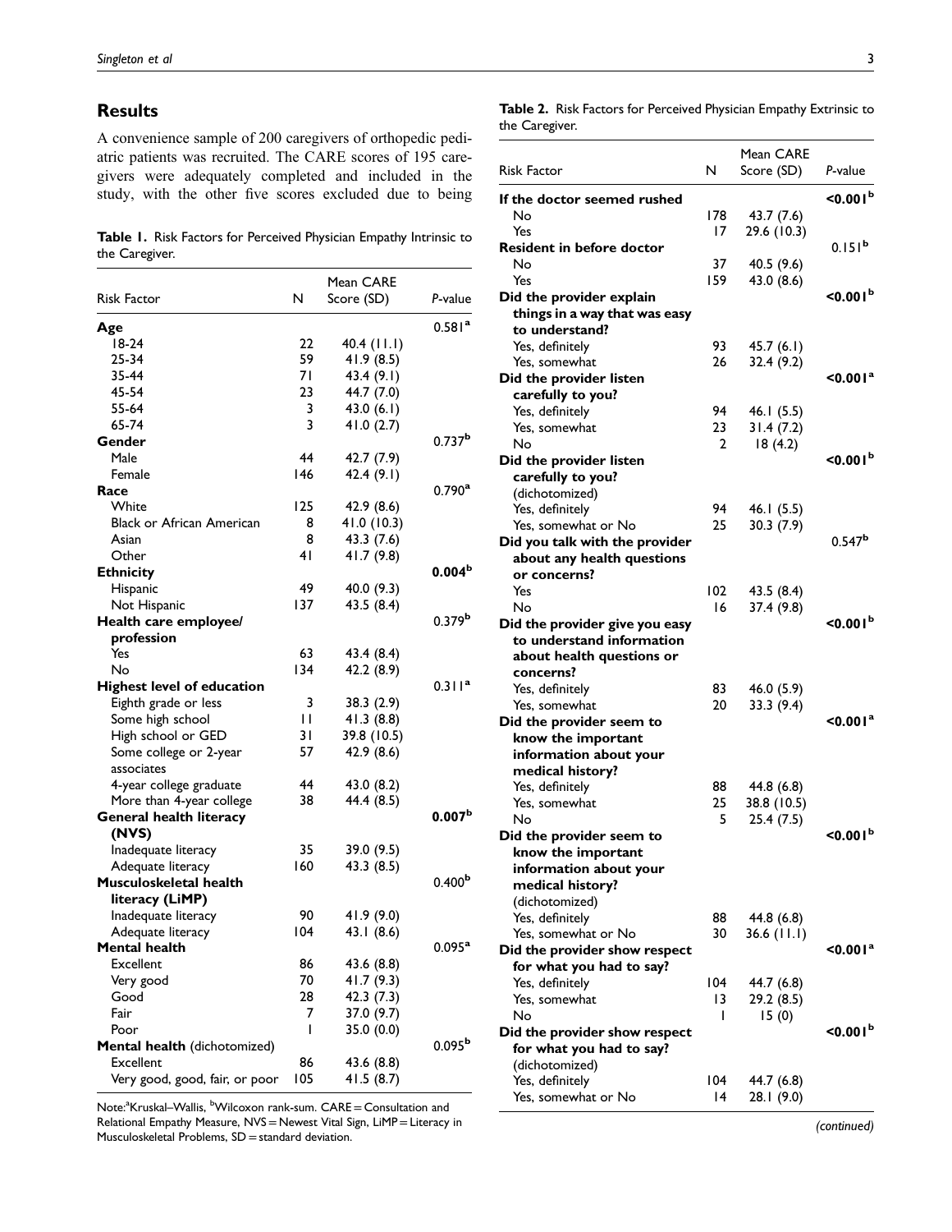## Results

A convenience sample of 200 caregivers of orthopedic pediatric patients was recruited. The CARE scores of 195 caregivers were adequately completed and included in the study, with the other five scores excluded due to being

**Table 1.** Risk Factors for Perceived Physician Empathy Intrinsic to the Caregiver.

| Risk Factor | N | Mean CARE Score (SD) | P-value |
|---|---|---|---|
| **Age** | | | 0.581[a] |
| 18-24 | 22 | 40.4 (11.1) | |
| 25-34 | 59 | 41.9 (8.5) | |
| 35-44 | 71 | 43.4 (9.1) | |
| 45-54 | 23 | 44.7 (7.0) | |
| 55-64 | 3 | 43.0 (6.1) | |
| 65-74 | 3 | 41.0 (2.7) | |
| **Gender** | | | 0.737[b] |
| Male | 44 | 42.7 (7.9) | |
| Female | 146 | 42.4 (9.1) | |
| **Race** | | | 0.790[a] |
| White | 125 | 42.9 (8.6) | |
| Black or African American | 8 | 41.0 (10.3) | |
| Asian | 8 | 43.3 (7.6) | |
| Other | 41 | 41.7 (9.8) | |
| **Ethnicity** | | | **0.004[b]** |
| Hispanic | 49 | 40.0 (9.3) | |
| Not Hispanic | 137 | 43.5 (8.4) | |
| **Health care employee/ profession** | | | 0.379[b] |
| Yes | 63 | 43.4 (8.4) | |
| No | 134 | 42.2 (8.9) | |
| **Highest level of education** | | | 0.311[a] |
| Eighth grade or less | 3 | 38.3 (2.9) | |
| Some high school | 11 | 41.3 (8.8) | |
| High school or GED | 31 | 39.8 (10.5) | |
| Some college or 2-year associates | 57 | 42.9 (8.6) | |
| 4-year college graduate | 44 | 43.0 (8.2) | |
| More than 4-year college | 38 | 44.4 (8.5) | |
| **General health literacy (NVS)** | | | **0.007[b]** |
| Inadequate literacy | 35 | 39.0 (9.5) | |
| Adequate literacy | 160 | 43.3 (8.5) | |
| **Musculoskeletal health literacy (LiMP)** | | | 0.400[b] |
| Inadequate literacy | 90 | 41.9 (9.0) | |
| Adequate literacy | 104 | 43.1 (8.6) | |
| **Mental health** | | | 0.095[a] |
| Excellent | 86 | 43.6 (8.8) | |
| Very good | 70 | 41.7 (9.3) | |
| Good | 28 | 42.3 (7.3) | |
| Fair | 7 | 37.0 (9.7) | |
| Poor | 1 | 35.0 (0.0) | |
| **Mental health** (dichotomized) | | | 0.095[b] |
| Excellent | 86 | 43.6 (8.8) | |
| Very good, good, fair, or poor | 105 | 41.5 (8.7) | |

Note:[a]Kruskal–Wallis, [b]Wilcoxon rank-sum. CARE = Consultation and Relational Empathy Measure, NVS = Newest Vital Sign, LiMP = Literacy in Musculoskeletal Problems, SD = standard deviation.

**Table 2.** Risk Factors for Perceived Physician Empathy Extrinsic to the Caregiver.

| Risk Factor | N | Mean CARE Score (SD) | P-value |
|---|---|---|---|
| **If the doctor seemed rushed** | | | **<0.001[b]** |
| No | 178 | 43.7 (7.6) | |
| Yes | 17 | 29.6 (10.3) | |
| **Resident in before doctor** | | | 0.151[b] |
| No | 37 | 40.5 (9.6) | |
| Yes | 159 | 43.0 (8.6) | |
| **Did the provider explain things in a way that was easy to understand?** | | | **<0.001[b]** |
| Yes, definitely | 93 | 45.7 (6.1) | |
| Yes, somewhat | 26 | 32.4 (9.2) | |
| **Did the provider listen carefully to you?** | | | **<0.001[a]** |
| Yes, definitely | 94 | 46.1 (5.5) | |
| Yes, somewhat | 23 | 31.4 (7.2) | |
| No | 2 | 18 (4.2) | |
| **Did the provider listen carefully to you? (dichotomized)** | | | **<0.001[b]** |
| Yes, definitely | 94 | 46.1 (5.5) | |
| Yes, somewhat or No | 25 | 30.3 (7.9) | |
| **Did you talk with the provider about any health questions or concerns?** | | | 0.547[b] |
| Yes | 102 | 43.5 (8.4) | |
| No | 16 | 37.4 (9.8) | |
| **Did the provider give you easy to understand information about health questions or concerns?** | | | **<0.001[b]** |
| Yes, definitely | 83 | 46.0 (5.9) | |
| Yes, somewhat | 20 | 33.3 (9.4) | |
| **Did the provider seem to know the important information about your medical history?** | | | **<0.001[a]** |
| Yes, definitely | 88 | 44.8 (6.8) | |
| Yes, somewhat | 25 | 38.8 (10.5) | |
| No | 5 | 25.4 (7.5) | |
| **Did the provider seem to know the important information about your medical history? (dichotomized)** | | | **<0.001[b]** |
| Yes, definitely | 88 | 44.8 (6.8) | |
| Yes, somewhat or No | 30 | 36.6 (11.1) | |
| **Did the provider show respect for what you had to say?** | | | **<0.001[a]** |
| Yes, definitely | 104 | 44.7 (6.8) | |
| Yes, somewhat | 13 | 29.2 (8.5) | |
| No | 1 | 15 (0) | |
| **Did the provider show respect for what you had to say? (dichotomized)** | | | **<0.001[b]** |
| Yes, definitely | 104 | 44.7 (6.8) | |
| Yes, somewhat or No | 14 | 28.1 (9.0) | |

*(continued)*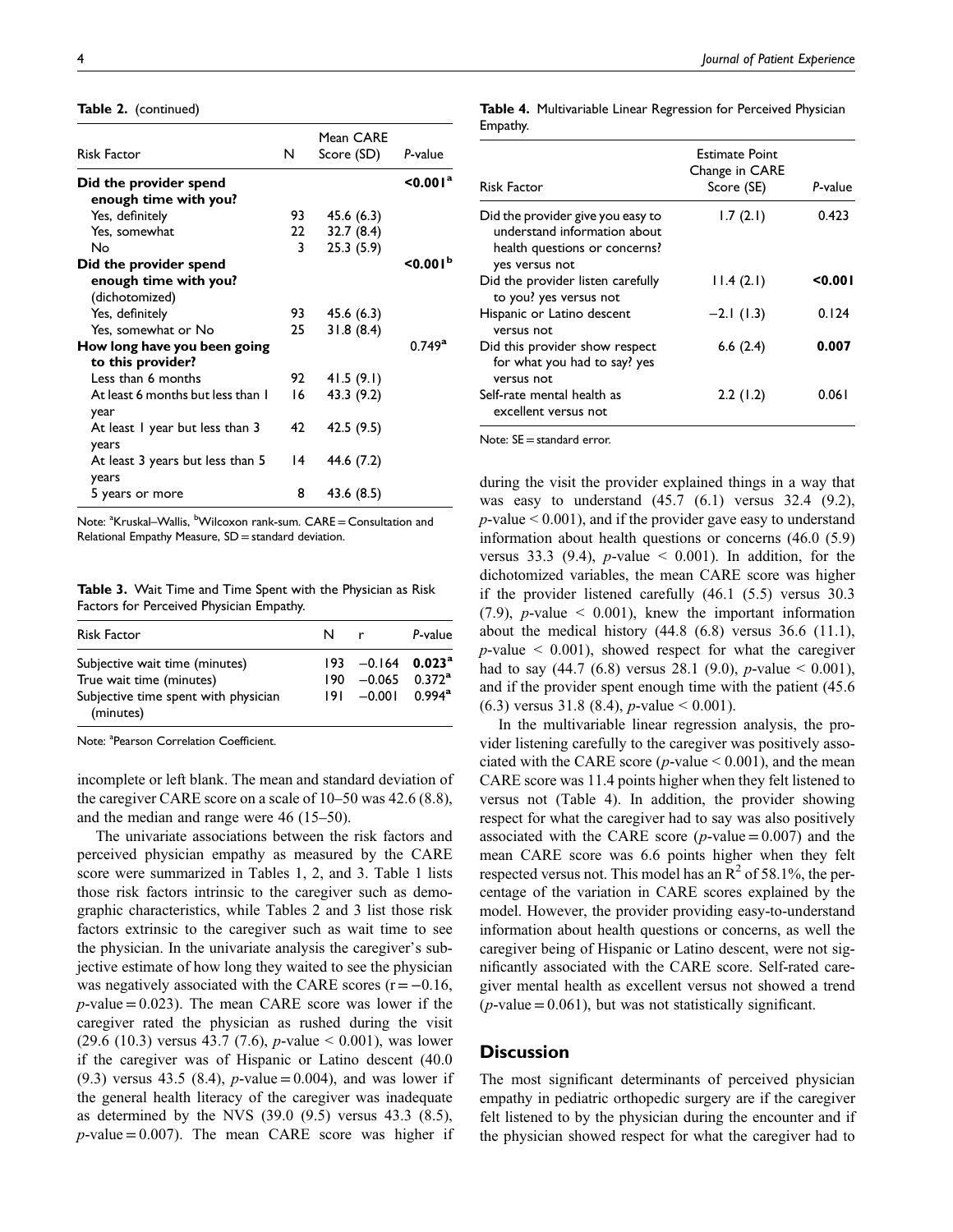**Table 2.** (continued)

| Risk Factor | N | Mean CARE Score (SD) | P-value |
|---|---|---|---|
| **Did the provider spend enough time with you?** | | | **<0.001**[a] |
| Yes, definitely | 93 | 45.6 (6.3) | |
| Yes, somewhat | 22 | 32.7 (8.4) | |
| No | 3 | 25.3 (5.9) | |
| **Did the provider spend enough time with you? (dichotomized)** | | | **<0.001**[b] |
| Yes, definitely | 93 | 45.6 (6.3) | |
| Yes, somewhat or No | 25 | 31.8 (8.4) | |
| **How long have you been going to this provider?** | | | 0.749[a] |
| Less than 6 months | 92 | 41.5 (9.1) | |
| At least 6 months but less than 1 year | 16 | 43.3 (9.2) | |
| At least 1 year but less than 3 years | 42 | 42.5 (9.5) | |
| At least 3 years but less than 5 years | 14 | 44.6 (7.2) | |
| 5 years or more | 8 | 43.6 (8.5) | |

Note: [a]Kruskal–Wallis, [b]Wilcoxon rank-sum. CARE = Consultation and Relational Empathy Measure, SD = standard deviation.

**Table 3.** Wait Time and Time Spent with the Physician as Risk Factors for Perceived Physician Empathy.

| Risk Factor | N | r | P-value |
|---|---|---|---|
| Subjective wait time (minutes) | 193 | −0.164 | **0.023**[a] |
| True wait time (minutes) | 190 | −0.065 | 0.372[a] |
| Subjective time spent with physician (minutes) | 191 | −0.001 | 0.994[a] |

Note: [a]Pearson Correlation Coefficient.

incomplete or left blank. The mean and standard deviation of the caregiver CARE score on a scale of 10–50 was 42.6 (8.8), and the median and range were 46 (15–50).

The univariate associations between the risk factors and perceived physician empathy as measured by the CARE score were summarized in Tables 1, 2, and 3. Table 1 lists those risk factors intrinsic to the caregiver such as demographic characteristics, while Tables 2 and 3 list those risk factors extrinsic to the caregiver such as wait time to see the physician. In the univariate analysis the caregiver's subjective estimate of how long they waited to see the physician was negatively associated with the CARE scores ($r = -0.16$, $p$-value = 0.023). The mean CARE score was lower if the caregiver rated the physician as rushed during the visit (29.6 (10.3) versus 43.7 (7.6), $p$-value < 0.001), was lower if the caregiver was of Hispanic or Latino descent (40.0 (9.3) versus 43.5 (8.4), $p$-value = 0.004), and was lower if the general health literacy of the caregiver was inadequate as determined by the NVS (39.0 (9.5) versus 43.3 (8.5), $p$-value = 0.007). The mean CARE score was higher if during the visit the provider explained things in a way that was easy to understand (45.7 (6.1) versus 32.4 (9.2), $p$-value < 0.001), and if the provider gave easy to understand information about health questions or concerns (46.0 (5.9) versus 33.3 (9.4), $p$-value < 0.001). In addition, for the dichotomized variables, the mean CARE score was higher if the provider listened carefully (46.1 (5.5) versus 30.3 (7.9), $p$-value < 0.001), knew the important information about the medical history (44.8 (6.8) versus 36.6 (11.1), $p$-value < 0.001), showed respect for what the caregiver had to say (44.7 (6.8) versus 28.1 (9.0), $p$-value < 0.001), and if the provider spent enough time with the patient (45.6 (6.3) versus 31.8 (8.4), $p$-value < 0.001).

**Table 4.** Multivariable Linear Regression for Perceived Physician Empathy.

| Risk Factor | Estimate Point Change in CARE Score (SE) | P-value |
|---|---|---|
| Did the provider give you easy to understand information about health questions or concerns? yes versus not | 1.7 (2.1) | 0.423 |
| Did the provider listen carefully to you? yes versus not | 11.4 (2.1) | **<0.001** |
| Hispanic or Latino descent versus not | −2.1 (1.3) | 0.124 |
| Did this provider show respect for what you had to say? yes versus not | 6.6 (2.4) | **0.007** |
| Self-rate mental health as excellent versus not | 2.2 (1.2) | 0.061 |

Note: SE = standard error.

In the multivariable linear regression analysis, the provider listening carefully to the caregiver was positively associated with the CARE score ($p$-value < 0.001), and the mean CARE score was 11.4 points higher when they felt listened to versus not (Table 4). In addition, the provider showing respect for what the caregiver had to say was also positively associated with the CARE score ($p$-value = 0.007) and the mean CARE score was 6.6 points higher when they felt respected versus not. This model has an $R^2$ of 58.1%, the percentage of the variation in CARE scores explained by the model. However, the provider providing easy-to-understand information about health questions or concerns, as well the caregiver being of Hispanic or Latino descent, were not significantly associated with the CARE score. Self-rated caregiver mental health as excellent versus not showed a trend ($p$-value = 0.061), but was not statistically significant.

## Discussion

The most significant determinants of perceived physician empathy in pediatric orthopedic surgery are if the caregiver felt listened to by the physician during the encounter and if the physician showed respect for what the caregiver had to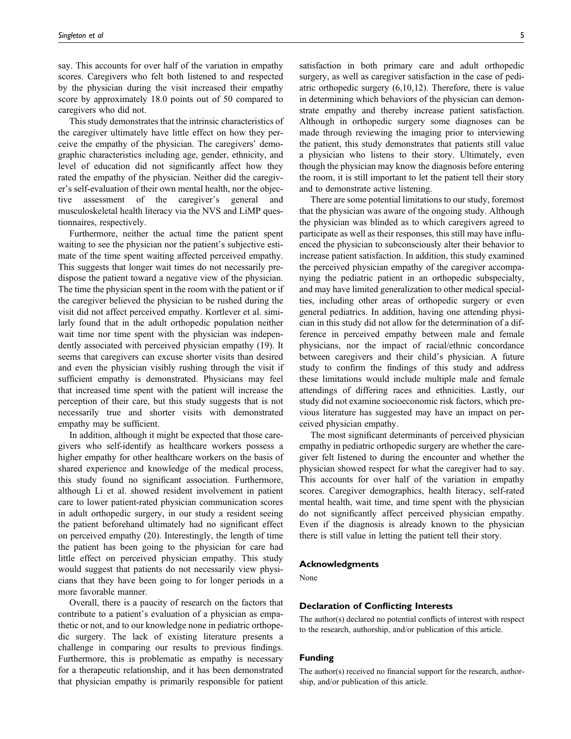say. This accounts for over half of the variation in empathy scores. Caregivers who felt both listened to and respected by the physician during the visit increased their empathy score by approximately 18.0 points out of 50 compared to caregivers who did not.

This study demonstrates that the intrinsic characteristics of the caregiver ultimately have little effect on how they perceive the empathy of the physician. The caregivers' demographic characteristics including age, gender, ethnicity, and level of education did not significantly affect how they rated the empathy of the physician. Neither did the caregiver's self-evaluation of their own mental health, nor the objective assessment of the caregiver's general and musculoskeletal health literacy via the NVS and LiMP questionnaires, respectively.

Furthermore, neither the actual time the patient spent waiting to see the physician nor the patient's subjective estimate of the time spent waiting affected perceived empathy. This suggests that longer wait times do not necessarily predispose the patient toward a negative view of the physician. The time the physician spent in the room with the patient or if the caregiver believed the physician to be rushed during the visit did not affect perceived empathy. Kortlever et al. similarly found that in the adult orthopedic population neither wait time nor time spent with the physician was independently associated with perceived physician empathy (19). It seems that caregivers can excuse shorter visits than desired and even the physician visibly rushing through the visit if sufficient empathy is demonstrated. Physicians may feel that increased time spent with the patient will increase the perception of their care, but this study suggests that is not necessarily true and shorter visits with demonstrated empathy may be sufficient.

In addition, although it might be expected that those caregivers who self-identify as healthcare workers possess a higher empathy for other healthcare workers on the basis of shared experience and knowledge of the medical process, this study found no significant association. Furthermore, although Li et al. showed resident involvement in patient care to lower patient-rated physician communication scores in adult orthopedic surgery, in our study a resident seeing the patient beforehand ultimately had no significant effect on perceived empathy (20). Interestingly, the length of time the patient has been going to the physician for care had little effect on perceived physician empathy. This study would suggest that patients do not necessarily view physicians that they have been going to for longer periods in a more favorable manner.

Overall, there is a paucity of research on the factors that contribute to a patient's evaluation of a physician as empathetic or not, and to our knowledge none in pediatric orthopedic surgery. The lack of existing literature presents a challenge in comparing our results to previous findings. Furthermore, this is problematic as empathy is necessary for a therapeutic relationship, and it has been demonstrated that physician empathy is primarily responsible for patient satisfaction in both primary care and adult orthopedic surgery, as well as caregiver satisfaction in the case of pediatric orthopedic surgery (6,10,12). Therefore, there is value in determining which behaviors of the physician can demonstrate empathy and thereby increase patient satisfaction. Although in orthopedic surgery some diagnoses can be made through reviewing the imaging prior to interviewing the patient, this study demonstrates that patients still value a physician who listens to their story. Ultimately, even though the physician may know the diagnosis before entering the room, it is still important to let the patient tell their story and to demonstrate active listening.

There are some potential limitations to our study, foremost that the physician was aware of the ongoing study. Although the physician was blinded as to which caregivers agreed to participate as well as their responses, this still may have influenced the physician to subconsciously alter their behavior to increase patient satisfaction. In addition, this study examined the perceived physician empathy of the caregiver accompanying the pediatric patient in an orthopedic subspecialty, and may have limited generalization to other medical specialties, including other areas of orthopedic surgery or even general pediatrics. In addition, having one attending physician in this study did not allow for the determination of a difference in perceived empathy between male and female physicians, nor the impact of racial/ethnic concordance between caregivers and their child's physician. A future study to confirm the findings of this study and address these limitations would include multiple male and female attendings of differing races and ethnicities. Lastly, our study did not examine socioeconomic risk factors, which previous literature has suggested may have an impact on perceived physician empathy.

The most significant determinants of perceived physician empathy in pediatric orthopedic surgery are whether the caregiver felt listened to during the encounter and whether the physician showed respect for what the caregiver had to say. This accounts for over half of the variation in empathy scores. Caregiver demographics, health literacy, self-rated mental health, wait time, and time spent with the physician do not significantly affect perceived physician empathy. Even if the diagnosis is already known to the physician there is still value in letting the patient tell their story.

## Acknowledgments

None

## Declaration of Conflicting Interests

The author(s) declared no potential conflicts of interest with respect to the research, authorship, and/or publication of this article.

## Funding

The author(s) received no financial support for the research, authorship, and/or publication of this article.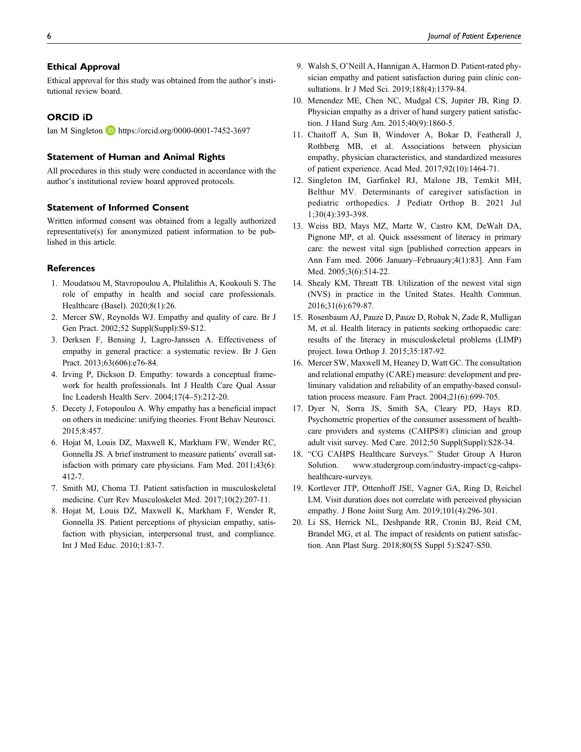## Ethical Approval

Ethical approval for this study was obtained from the author's institutional review board.

## ORCID iD

Ian M Singleton https://orcid.org/0000-0001-7452-3697

## Statement of Human and Animal Rights

All procedures in this study were conducted in accordance with the author's institutional review board approved protocols.

## Statement of Informed Consent

Written informed consent was obtained from a legally authorized representative(s) for anonymized patient information to be published in this article.

## References

1. Moudatsou M, Stavropoulou A, Philalithis A, Koukouli S. The role of empathy in health and social care professionals. Healthcare (Basel). 2020;8(1):26.
2. Mercer SW, Reynolds WJ. Empathy and quality of care. Br J Gen Pract. 2002;52 Suppl(Suppl):S9-S12.
3. Derksen F, Bensing J, Lagro-Janssen A. Effectiveness of empathy in general practice: a systematic review. Br J Gen Pract. 2013;63(606):e76-84.
4. Irving P, Dickson D. Empathy: towards a conceptual framework for health professionals. Int J Health Care Qual Assur Inc Leadersh Health Serv. 2004;17(4–5):212-20.
5. Decety J, Fotopoulou A. Why empathy has a beneficial impact on others in medicine: unifying theories. Front Behav Neurosci. 2015;8:457.
6. Hojat M, Louis DZ, Maxwell K, Markham FW, Wender RC, Gonnella JS. A brief instrument to measure patients' overall satisfaction with primary care physicians. Fam Med. 2011;43(6): 412-7.
7. Smith MJ, Choma TJ. Patient satisfaction in musculoskeletal medicine. Curr Rev Musculoskelet Med. 2017;10(2):207-11.
8. Hojat M, Louis DZ, Maxwell K, Markham F, Wender R, Gonnella JS. Patient perceptions of physician empathy, satisfaction with physician, interpersonal trust, and compliance. Int J Med Educ. 2010;1:83-7.
9. Walsh S, O'Neill A, Hannigan A, Harmon D. Patient-rated physician empathy and patient satisfaction during pain clinic consultations. Ir J Med Sci. 2019;188(4):1379-84.
10. Menendez ME, Chen NC, Mudgal CS, Jupiter JB, Ring D. Physician empathy as a driver of hand surgery patient satisfaction. J Hand Surg Am. 2015;40(9):1860-5.
11. Chaitoff A, Sun B, Windover A, Bokar D, Featherall J, Rothberg MB, et al. Associations between physician empathy, physician characteristics, and standardized measures of patient experience. Acad Med. 2017;92(10):1464-71.
12. Singleton IM, Garfinkel RJ, Malone JB, Temkit MH, Belthur MV. Determinants of caregiver satisfaction in pediatric orthopedics. J Pediatr Orthop B. 2021 Jul 1;30(4):393-398.
13. Weiss BD, Mays MZ, Martz W, Castro KM, DeWalt DA, Pignone MP, et al. Quick assessment of literacy in primary care: the newest vital sign [published correction appears in Ann Fam med. 2006 January–Febuaury;4(1):83]. Ann Fam Med. 2005;3(6):514-22.
14. Shealy KM, Threatt TB. Utilization of the newest vital sign (NVS) in practice in the United States. Health Commun. 2016;31(6):679-87.
15. Rosenbaum AJ, Pauze D, Pauze D, Robak N, Zade R, Mulligan M, et al. Health literacy in patients seeking orthopaedic care: results of the literacy in musculoskeletal problems (LIMP) project. Iowa Orthop J. 2015;35:187-92.
16. Mercer SW, Maxwell M, Heaney D, Watt GC. The consultation and relational empathy (CARE) measure: development and preliminary validation and reliability of an empathy-based consultation process measure. Fam Pract. 2004;21(6):699-705.
17. Dyer N, Sorra JS, Smith SA, Cleary PD, Hays RD. Psychometric properties of the consumer assessment of healthcare providers and systems (CAHPS®) clinician and group adult visit survey. Med Care. 2012;50 Suppl(Suppl):S28-34.
18. "CG CAHPS Healthcare Surveys." Studer Group A Huron Solution. www.studergroup.com/industry-impact/cg-cahps-healthcare-surveys.
19. Kortlever JTP, Ottenhoff JSE, Vagner GA, Ring D, Reichel LM. Visit duration does not correlate with perceived physician empathy. J Bone Joint Surg Am. 2019;101(4):296-301.
20. Li SS, Herrick NL, Deshpande RR, Cronin BJ, Reid CM, Brandel MG, et al. The impact of residents on patient satisfaction. Ann Plast Surg. 2018;80(5S Suppl 5):S247-S50.